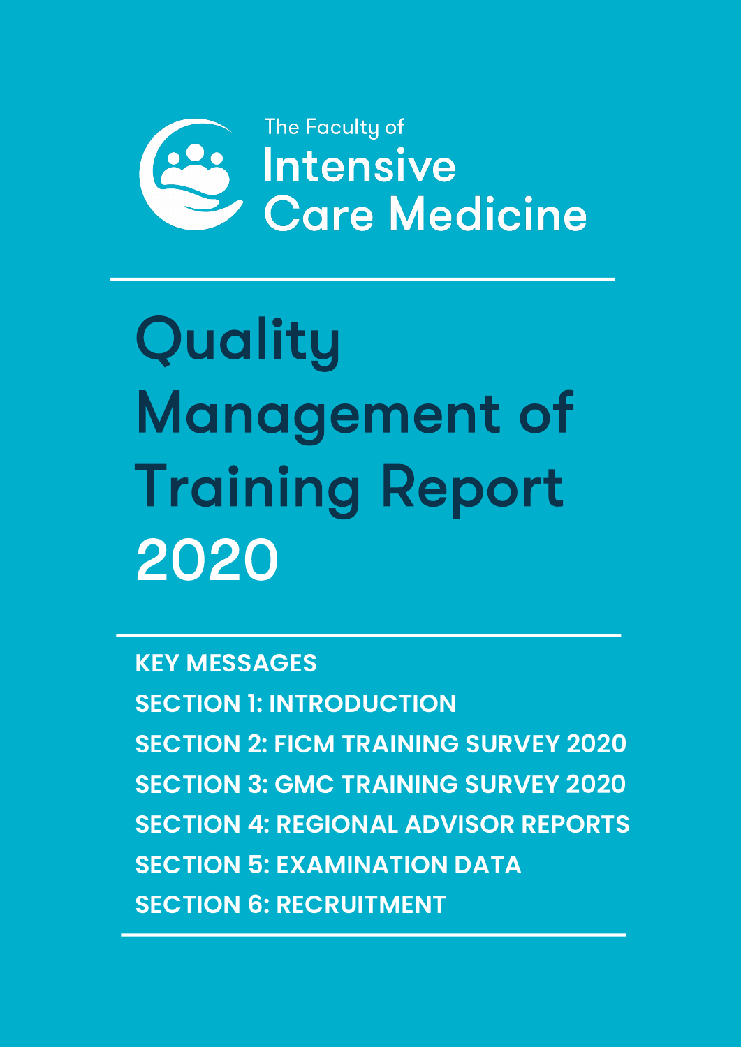The Faculty of

Intensive Care Medicine

# Quality Management of Training Report 2020

**KEY MESSAGES**

**SECTION 1: INTRODUCTION**

**SECTION 2: FICM TRAINING SURVEY 2020**

**SECTION 3: GMC TRAINING SURVEY 2020**

**SECTION 4: REGIONAL ADVISOR REPORTS**

**SECTION 5: EXAMINATION DATA**

**SECTION 6: RECRUITMENT**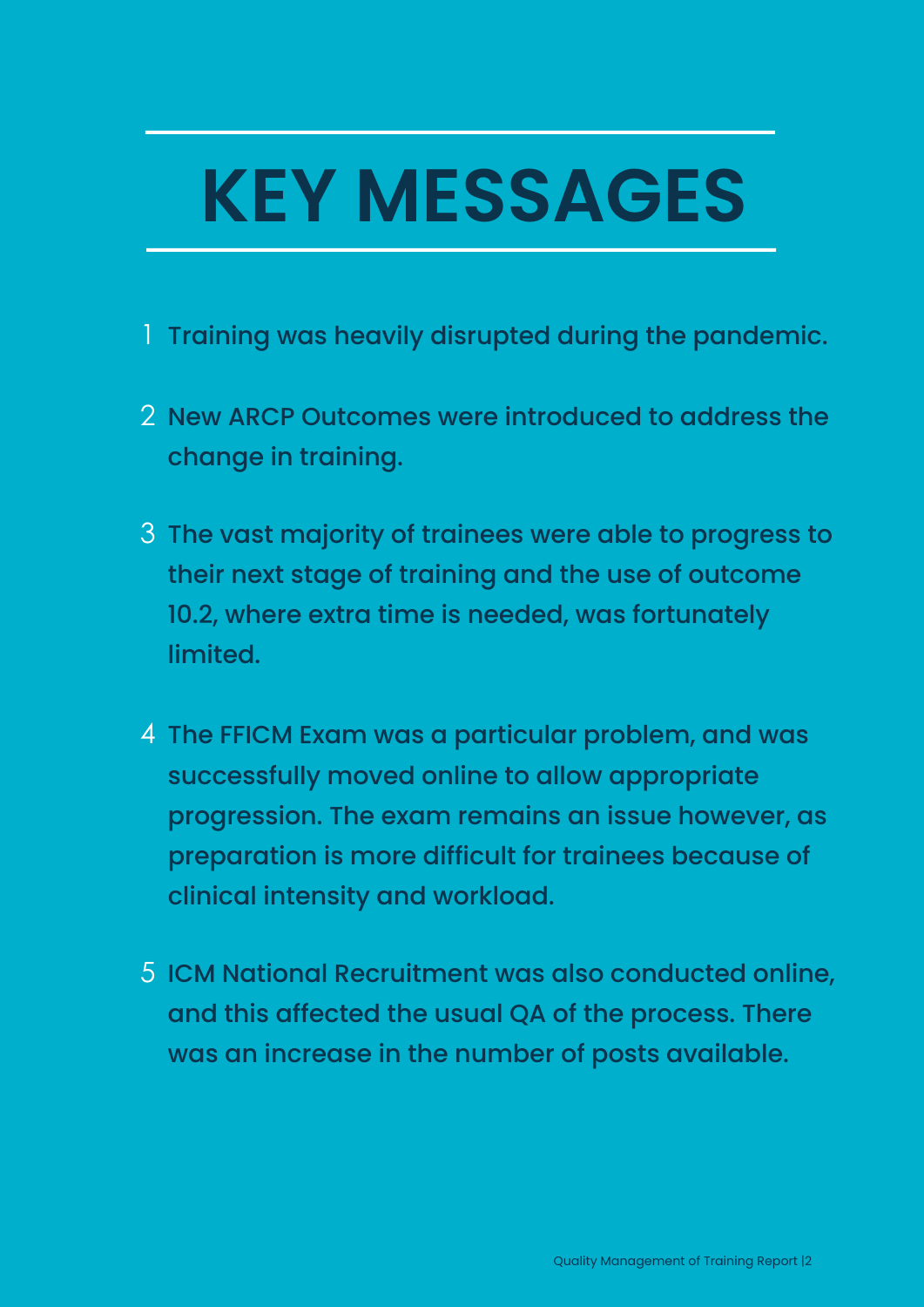# KEY MESSAGES

1. Training was heavily disrupted during the pandemic.
2. New ARCP Outcomes were introduced to address the change in training.
3. The vast majority of trainees were able to progress to their next stage of training and the use of outcome 10.2, where extra time is needed, was fortunately limited.
4. The FFICM Exam was a particular problem, and was successfully moved online to allow appropriate progression. The exam remains an issue however, as preparation is more difficult for trainees because of clinical intensity and workload.
5. ICM National Recruitment was also conducted online, and this affected the usual QA of the process. There was an increase in the number of posts available.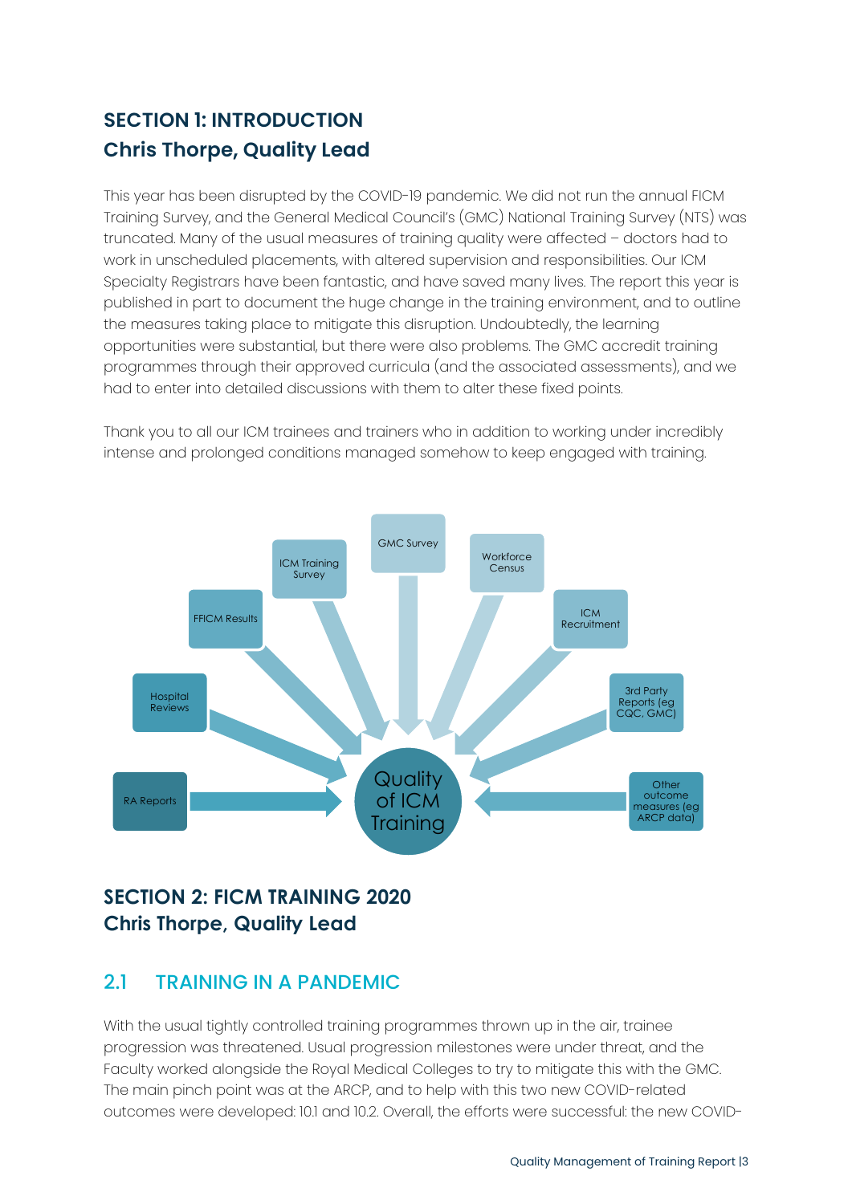## SECTION 1: INTRODUCTION

### Chris Thorpe, Quality Lead

This year has been disrupted by the COVID-19 pandemic. We did not run the annual FICM Training Survey, and the General Medical Council's (GMC) National Training Survey (NTS) was truncated. Many of the usual measures of training quality were affected – doctors had to work in unscheduled placements, with altered supervision and responsibilities. Our ICM Specialty Registrars have been fantastic, and have saved many lives. The report this year is published in part to document the huge change in the training environment, and to outline the measures taking place to mitigate this disruption. Undoubtedly, the learning opportunities were substantial, but there were also problems. The GMC accredit training programmes through their approved curricula (and the associated assessments), and we had to enter into detailed discussions with them to alter these fixed points.

Thank you to all our ICM trainees and trainers who in addition to working under incredibly intense and prolonged conditions managed somehow to keep engaged with training.

Quality of ICM Training

- RA Reports
- Hospital Reviews
- FFICM Results
- ICM Training Survey
- GMC Survey
- Workforce Census
- ICM Recruitment
- 3rd Party Reports (eg CQC, GMC)
- Other outcome measures (eg ARCP data)

## SECTION 2: FICM TRAINING 2020

### Chris Thorpe, Quality Lead

### 2.1 TRAINING IN A PANDEMIC

With the usual tightly controlled training programmes thrown up in the air, trainee progression was threatened. Usual progression milestones were under threat, and the Faculty worked alongside the Royal Medical Colleges to try to mitigate this with the GMC. The main pinch point was at the ARCP, and to help with this two new COVID-related outcomes were developed: 10.1 and 10.2. Overall, the efforts were successful: the new COVID-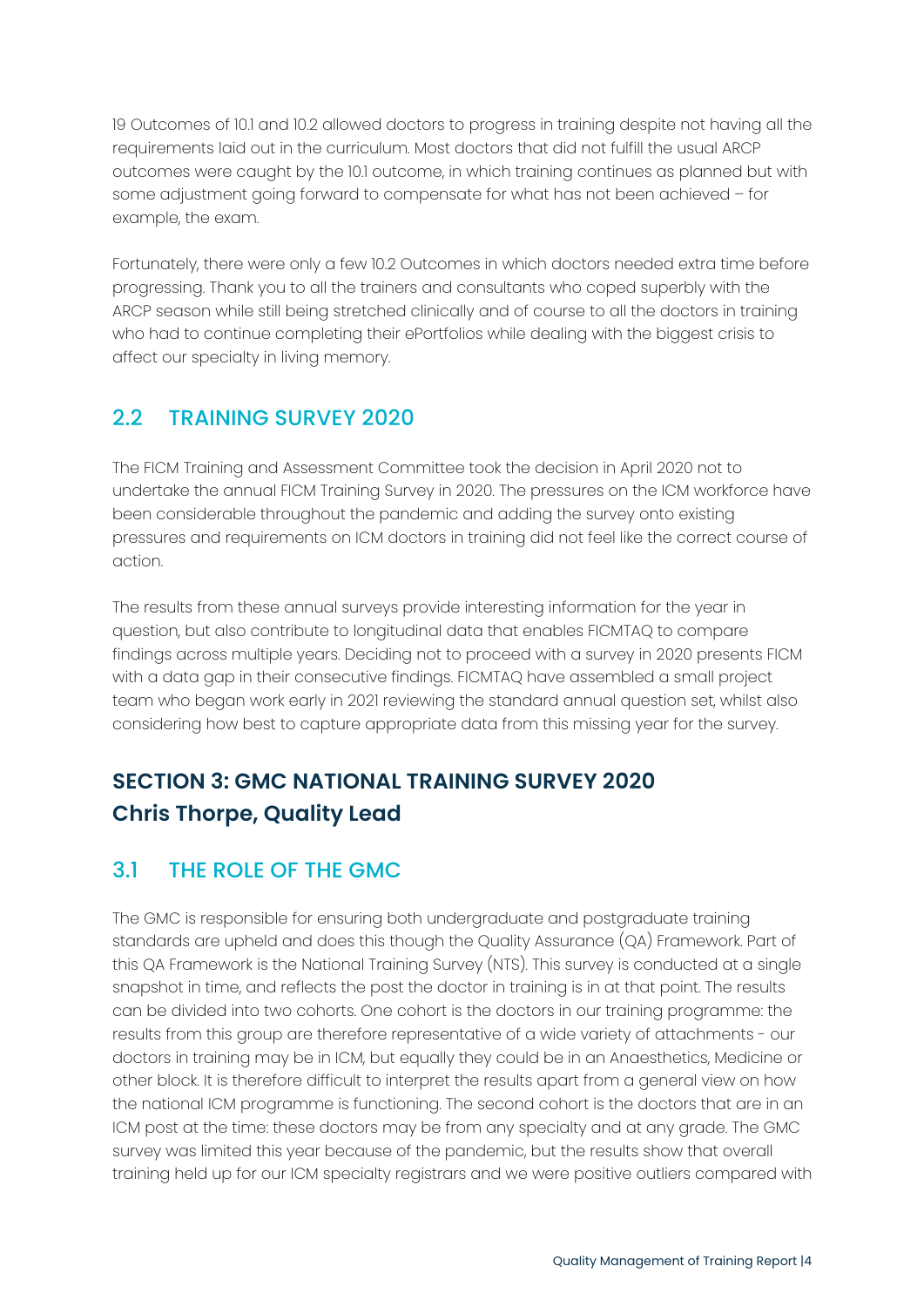19 Outcomes of 10.1 and 10.2 allowed doctors to progress in training despite not having all the requirements laid out in the curriculum. Most doctors that did not fulfill the usual ARCP outcomes were caught by the 10.1 outcome, in which training continues as planned but with some adjustment going forward to compensate for what has not been achieved – for example, the exam.

Fortunately, there were only a few 10.2 Outcomes in which doctors needed extra time before progressing. Thank you to all the trainers and consultants who coped superbly with the ARCP season while still being stretched clinically and of course to all the doctors in training who had to continue completing their ePortfolios while dealing with the biggest crisis to affect our specialty in living memory.

## 2.2 TRAINING SURVEY 2020

The FICM Training and Assessment Committee took the decision in April 2020 not to undertake the annual FICM Training Survey in 2020. The pressures on the ICM workforce have been considerable throughout the pandemic and adding the survey onto existing pressures and requirements on ICM doctors in training did not feel like the correct course of action.

The results from these annual surveys provide interesting information for the year in question, but also contribute to longitudinal data that enables FICMTAQ to compare findings across multiple years. Deciding not to proceed with a survey in 2020 presents FICM with a data gap in their consecutive findings. FICMTAQ have assembled a small project team who began work early in 2021 reviewing the standard annual question set, whilst also considering how best to capture appropriate data from this missing year for the survey.

# SECTION 3: GMC NATIONAL TRAINING SURVEY 2020
**Chris Thorpe, Quality Lead**

## 3.1 THE ROLE OF THE GMC

The GMC is responsible for ensuring both undergraduate and postgraduate training standards are upheld and does this though the Quality Assurance (QA) Framework. Part of this QA Framework is the National Training Survey (NTS). This survey is conducted at a single snapshot in time, and reflects the post the doctor in training is in at that point. The results can be divided into two cohorts. One cohort is the doctors in our training programme: the results from this group are therefore representative of a wide variety of attachments - our doctors in training may be in ICM, but equally they could be in an Anaesthetics, Medicine or other block. It is therefore difficult to interpret the results apart from a general view on how the national ICM programme is functioning. The second cohort is the doctors that are in an ICM post at the time: these doctors may be from any specialty and at any grade. The GMC survey was limited this year because of the pandemic, but the results show that overall training held up for our ICM specialty registrars and we were positive outliers compared with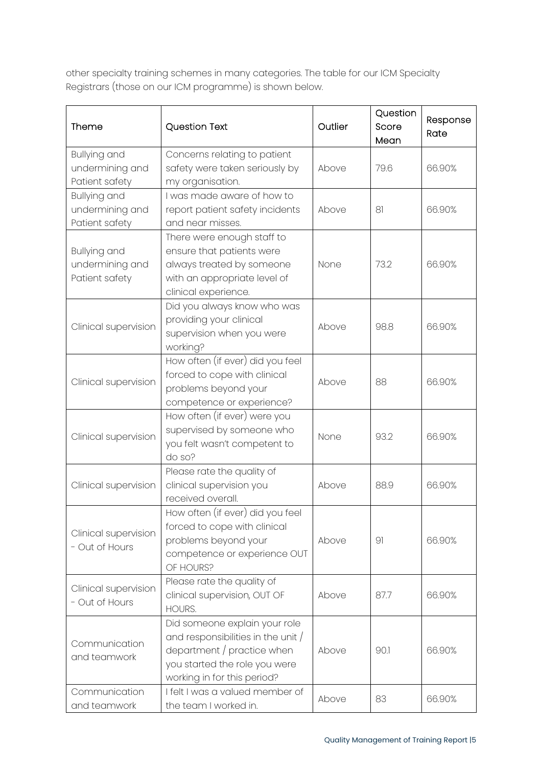other specialty training schemes in many categories. The table for our ICM Specialty Registrars (those on our ICM programme) is shown below.

| Theme | Question Text | Outlier | Question Score Mean | Response Rate |
|---|---|---|---|---|
| Bullying and undermining and Patient safety | Concerns relating to patient safety were taken seriously by my organisation. | Above | 79.6 | 66.90% |
| Bullying and undermining and Patient safety | I was made aware of how to report patient safety incidents and near misses. | Above | 81 | 66.90% |
| Bullying and undermining and Patient safety | There were enough staff to ensure that patients were always treated by someone with an appropriate level of clinical experience. | None | 73.2 | 66.90% |
| Clinical supervision | Did you always know who was providing your clinical supervision when you were working? | Above | 98.8 | 66.90% |
| Clinical supervision | How often (if ever) did you feel forced to cope with clinical problems beyond your competence or experience? | Above | 88 | 66.90% |
| Clinical supervision | How often (if ever) were you supervised by someone who you felt wasn't competent to do so? | None | 93.2 | 66.90% |
| Clinical supervision | Please rate the quality of clinical supervision you received overall. | Above | 88.9 | 66.90% |
| Clinical supervision - Out of Hours | How often (if ever) did you feel forced to cope with clinical problems beyond your competence or experience OUT OF HOURS? | Above | 91 | 66.90% |
| Clinical supervision - Out of Hours | Please rate the quality of clinical supervision, OUT OF HOURS. | Above | 87.7 | 66.90% |
| Communication and teamwork | Did someone explain your role and responsibilities in the unit / department / practice when you started the role you were working in for this period? | Above | 90.1 | 66.90% |
| Communication and teamwork | I felt I was a valued member of the team I worked in. | Above | 83 | 66.90% |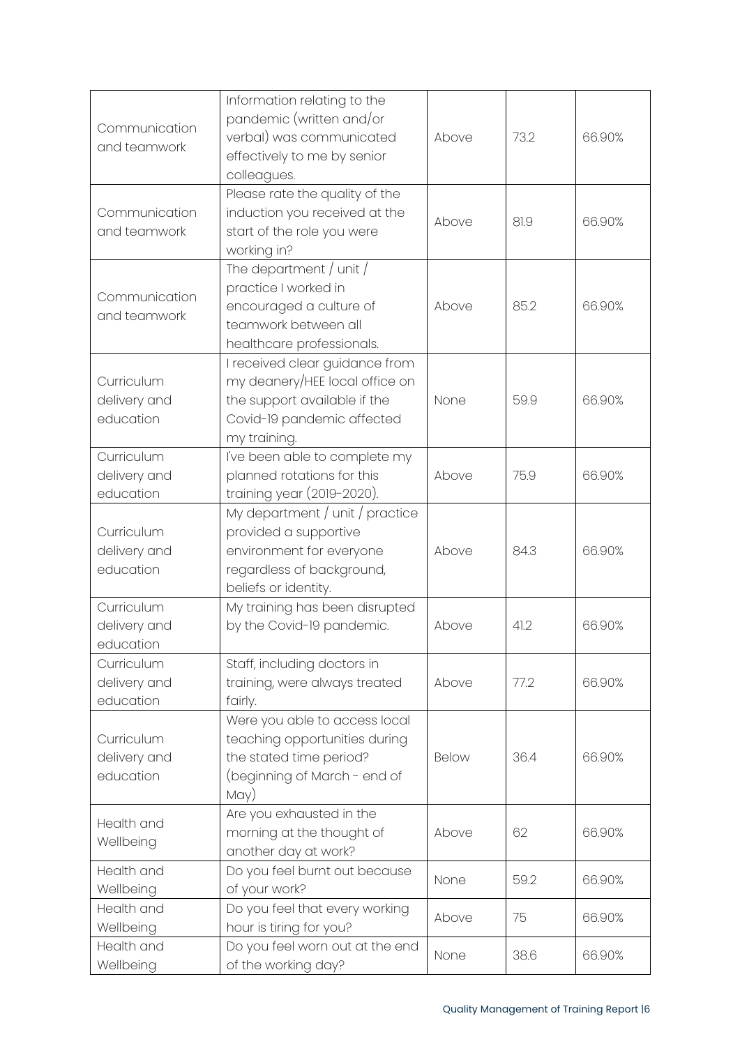| | | | | |
|---|---|---|---|---|
| Communication and teamwork | Information relating to the pandemic (written and/or verbal) was communicated effectively to me by senior colleagues. | Above | 73.2 | 66.90% |
| Communication and teamwork | Please rate the quality of the induction you received at the start of the role you were working in? | Above | 81.9 | 66.90% |
| Communication and teamwork | The department / unit / practice I worked in encouraged a culture of teamwork between all healthcare professionals. | Above | 85.2 | 66.90% |
| Curriculum delivery and education | I received clear guidance from my deanery/HEE local office on the support available if the Covid-19 pandemic affected my training. | None | 59.9 | 66.90% |
| Curriculum delivery and education | I've been able to complete my planned rotations for this training year (2019-2020). | Above | 75.9 | 66.90% |
| Curriculum delivery and education | My department / unit / practice provided a supportive environment for everyone regardless of background, beliefs or identity. | Above | 84.3 | 66.90% |
| Curriculum delivery and education | My training has been disrupted by the Covid-19 pandemic. | Above | 41.2 | 66.90% |
| Curriculum delivery and education | Staff, including doctors in training, were always treated fairly. | Above | 77.2 | 66.90% |
| Curriculum delivery and education | Were you able to access local teaching opportunities during the stated time period? (beginning of March - end of May) | Below | 36.4 | 66.90% |
| Health and Wellbeing | Are you exhausted in the morning at the thought of another day at work? | Above | 62 | 66.90% |
| Health and Wellbeing | Do you feel burnt out because of your work? | None | 59.2 | 66.90% |
| Health and Wellbeing | Do you feel that every working hour is tiring for you? | Above | 75 | 66.90% |
| Health and Wellbeing | Do you feel worn out at the end of the working day? | None | 38.6 | 66.90% |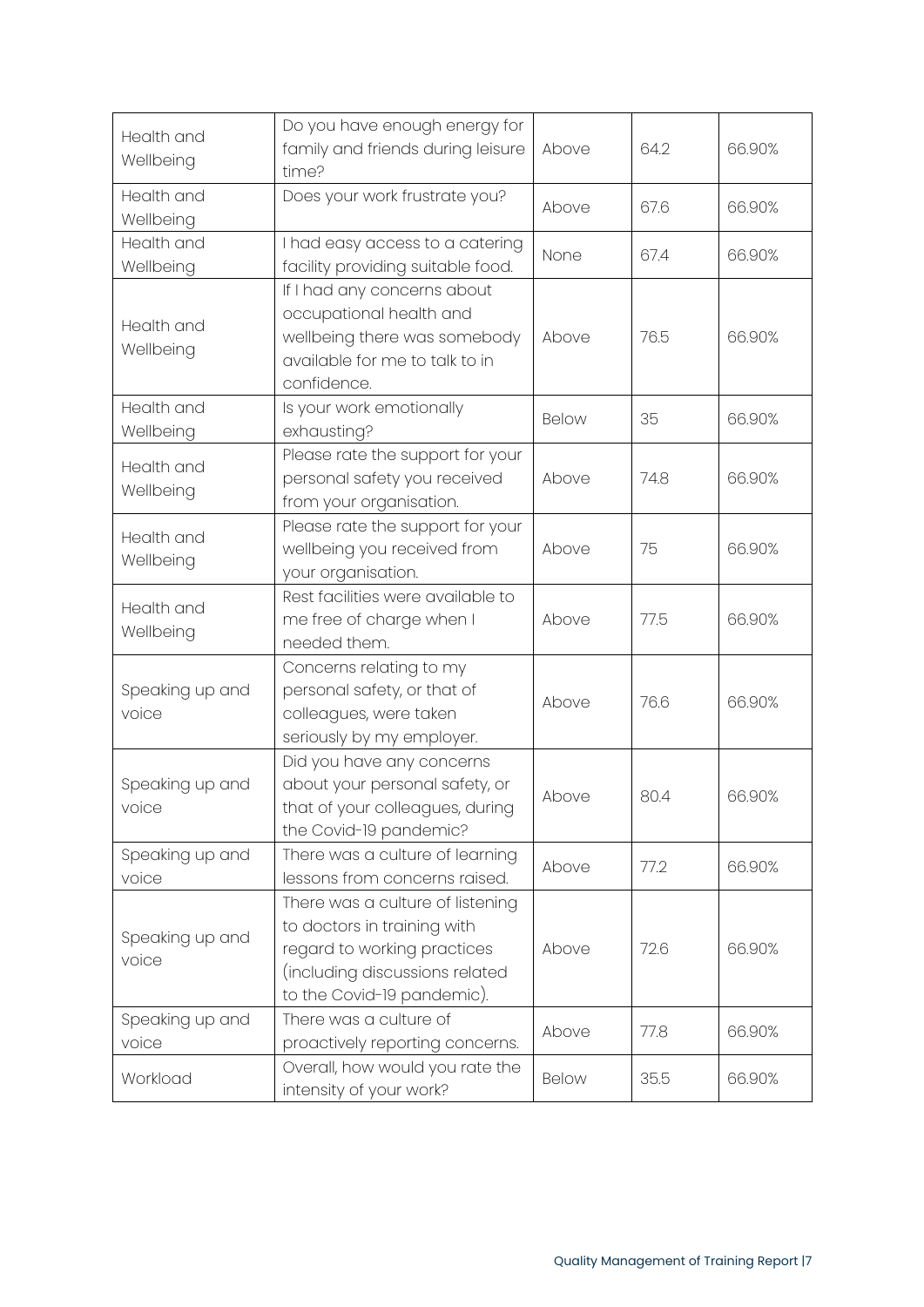| | | | | |
|---|---|---|---|---|
| Health and Wellbeing | Do you have enough energy for family and friends during leisure time? | Above | 64.2 | 66.90% |
| Health and Wellbeing | Does your work frustrate you? | Above | 67.6 | 66.90% |
| Health and Wellbeing | I had easy access to a catering facility providing suitable food. | None | 67.4 | 66.90% |
| Health and Wellbeing | If I had any concerns about occupational health and wellbeing there was somebody available for me to talk to in confidence. | Above | 76.5 | 66.90% |
| Health and Wellbeing | Is your work emotionally exhausting? | Below | 35 | 66.90% |
| Health and Wellbeing | Please rate the support for your personal safety you received from your organisation. | Above | 74.8 | 66.90% |
| Health and Wellbeing | Please rate the support for your wellbeing you received from your organisation. | Above | 75 | 66.90% |
| Health and Wellbeing | Rest facilities were available to me free of charge when I needed them. | Above | 77.5 | 66.90% |
| Speaking up and voice | Concerns relating to my personal safety, or that of colleagues, were taken seriously by my employer. | Above | 76.6 | 66.90% |
| Speaking up and voice | Did you have any concerns about your personal safety, or that of your colleagues, during the Covid-19 pandemic? | Above | 80.4 | 66.90% |
| Speaking up and voice | There was a culture of learning lessons from concerns raised. | Above | 77.2 | 66.90% |
| Speaking up and voice | There was a culture of listening to doctors in training with regard to working practices (including discussions related to the Covid-19 pandemic). | Above | 72.6 | 66.90% |
| Speaking up and voice | There was a culture of proactively reporting concerns. | Above | 77.8 | 66.90% |
| Workload | Overall, how would you rate the intensity of your work? | Below | 35.5 | 66.90% |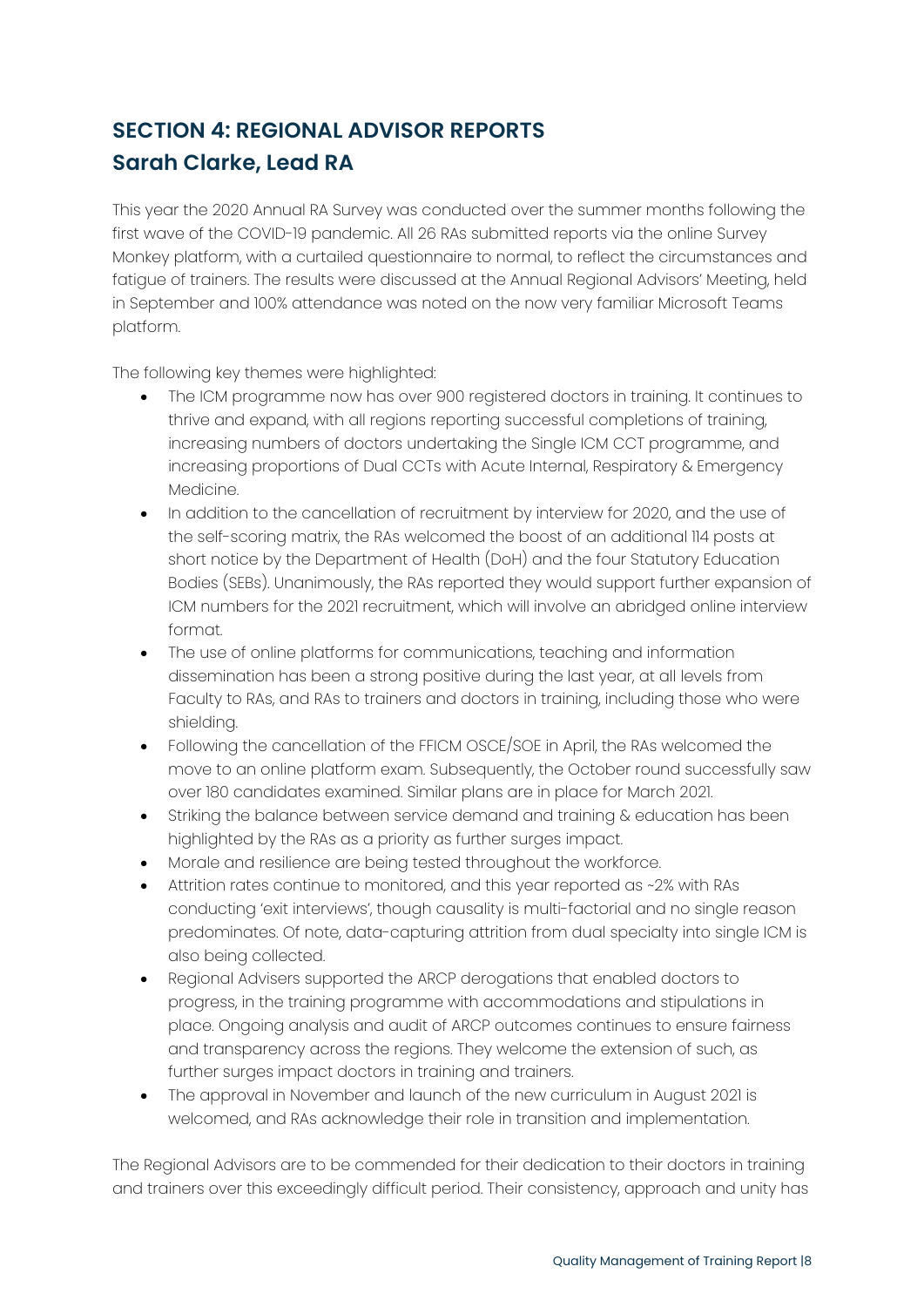## SECTION 4: REGIONAL ADVISOR REPORTS

## Sarah Clarke, Lead RA

This year the 2020 Annual RA Survey was conducted over the summer months following the first wave of the COVID-19 pandemic. All 26 RAs submitted reports via the online Survey Monkey platform, with a curtailed questionnaire to normal, to reflect the circumstances and fatigue of trainers. The results were discussed at the Annual Regional Advisors' Meeting, held in September and 100% attendance was noted on the now very familiar Microsoft Teams platform.

The following key themes were highlighted:

- The ICM programme now has over 900 registered doctors in training. It continues to thrive and expand, with all regions reporting successful completions of training, increasing numbers of doctors undertaking the Single ICM CCT programme, and increasing proportions of Dual CCTs with Acute Internal, Respiratory & Emergency Medicine.
- In addition to the cancellation of recruitment by interview for 2020, and the use of the self-scoring matrix, the RAs welcomed the boost of an additional 114 posts at short notice by the Department of Health (DoH) and the four Statutory Education Bodies (SEBs). Unanimously, the RAs reported they would support further expansion of ICM numbers for the 2021 recruitment, which will involve an abridged online interview format.
- The use of online platforms for communications, teaching and information dissemination has been a strong positive during the last year, at all levels from Faculty to RAs, and RAs to trainers and doctors in training, including those who were shielding.
- Following the cancellation of the FFICM OSCE/SOE in April, the RAs welcomed the move to an online platform exam. Subsequently, the October round successfully saw over 180 candidates examined. Similar plans are in place for March 2021.
- Striking the balance between service demand and training & education has been highlighted by the RAs as a priority as further surges impact.
- Morale and resilience are being tested throughout the workforce.
- Attrition rates continue to monitored, and this year reported as ~2% with RAs conducting 'exit interviews', though causality is multi-factorial and no single reason predominates. Of note, data-capturing attrition from dual specialty into single ICM is also being collected.
- Regional Advisers supported the ARCP derogations that enabled doctors to progress, in the training programme with accommodations and stipulations in place. Ongoing analysis and audit of ARCP outcomes continues to ensure fairness and transparency across the regions. They welcome the extension of such, as further surges impact doctors in training and trainers.
- The approval in November and launch of the new curriculum in August 2021 is welcomed, and RAs acknowledge their role in transition and implementation.

The Regional Advisors are to be commended for their dedication to their doctors in training and trainers over this exceedingly difficult period. Their consistency, approach and unity has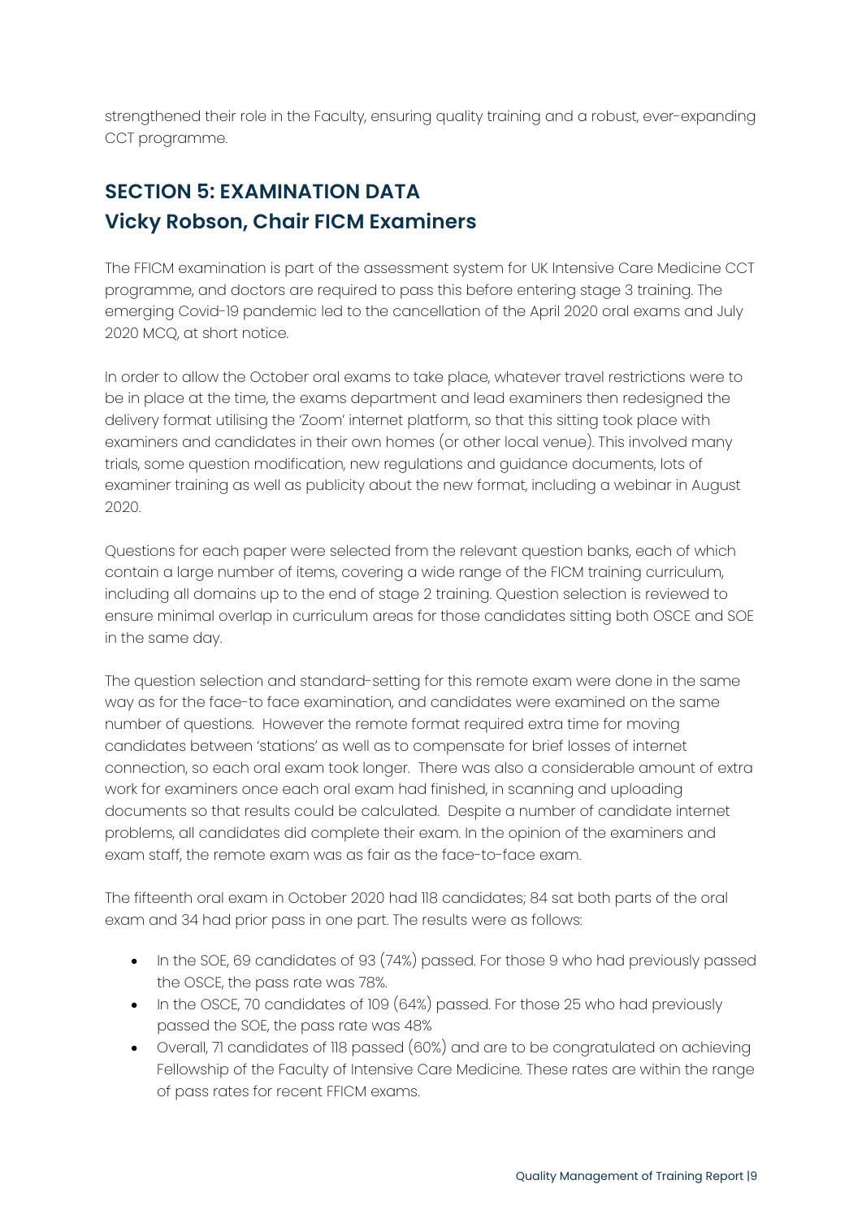strengthened their role in the Faculty, ensuring quality training and a robust, ever-expanding CCT programme.

## SECTION 5: EXAMINATION DATA
## Vicky Robson, Chair FICM Examiners

The FFICM examination is part of the assessment system for UK Intensive Care Medicine CCT programme, and doctors are required to pass this before entering stage 3 training. The emerging Covid-19 pandemic led to the cancellation of the April 2020 oral exams and July 2020 MCQ, at short notice.

In order to allow the October oral exams to take place, whatever travel restrictions were to be in place at the time, the exams department and lead examiners then redesigned the delivery format utilising the 'Zoom' internet platform, so that this sitting took place with examiners and candidates in their own homes (or other local venue). This involved many trials, some question modification, new regulations and guidance documents, lots of examiner training as well as publicity about the new format, including a webinar in August 2020.

Questions for each paper were selected from the relevant question banks, each of which contain a large number of items, covering a wide range of the FICM training curriculum, including all domains up to the end of stage 2 training. Question selection is reviewed to ensure minimal overlap in curriculum areas for those candidates sitting both OSCE and SOE in the same day.

The question selection and standard-setting for this remote exam were done in the same way as for the face-to face examination, and candidates were examined on the same number of questions. However the remote format required extra time for moving candidates between 'stations' as well as to compensate for brief losses of internet connection, so each oral exam took longer. There was also a considerable amount of extra work for examiners once each oral exam had finished, in scanning and uploading documents so that results could be calculated. Despite a number of candidate internet problems, all candidates did complete their exam. In the opinion of the examiners and exam staff, the remote exam was as fair as the face-to-face exam.

The fifteenth oral exam in October 2020 had 118 candidates; 84 sat both parts of the oral exam and 34 had prior pass in one part. The results were as follows:

- In the SOE, 69 candidates of 93 (74%) passed. For those 9 who had previously passed the OSCE, the pass rate was 78%.
- In the OSCE, 70 candidates of 109 (64%) passed. For those 25 who had previously passed the SOE, the pass rate was 48%
- Overall, 71 candidates of 118 passed (60%) and are to be congratulated on achieving Fellowship of the Faculty of Intensive Care Medicine. These rates are within the range of pass rates for recent FFICM exams.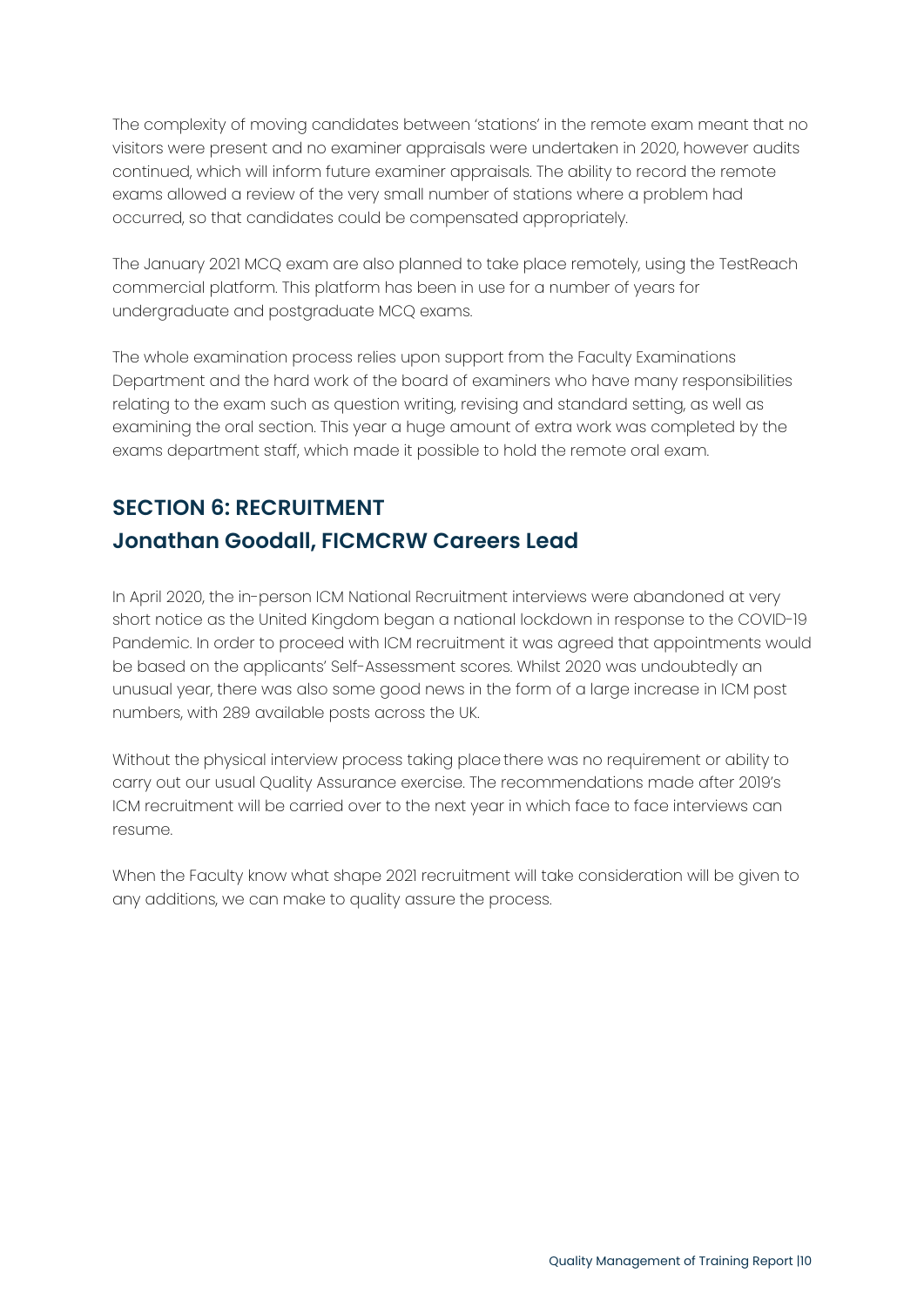The complexity of moving candidates between 'stations' in the remote exam meant that no visitors were present and no examiner appraisals were undertaken in 2020, however audits continued, which will inform future examiner appraisals. The ability to record the remote exams allowed a review of the very small number of stations where a problem had occurred, so that candidates could be compensated appropriately.

The January 2021 MCQ exam are also planned to take place remotely, using the TestReach commercial platform. This platform has been in use for a number of years for undergraduate and postgraduate MCQ exams.

The whole examination process relies upon support from the Faculty Examinations Department and the hard work of the board of examiners who have many responsibilities relating to the exam such as question writing, revising and standard setting, as well as examining the oral section. This year a huge amount of extra work was completed by the exams department staff, which made it possible to hold the remote oral exam.

## SECTION 6: RECRUITMENT

## Jonathan Goodall, FICMCRW Careers Lead

In April 2020, the in-person ICM National Recruitment interviews were abandoned at very short notice as the United Kingdom began a national lockdown in response to the COVID-19 Pandemic. In order to proceed with ICM recruitment it was agreed that appointments would be based on the applicants' Self-Assessment scores. Whilst 2020 was undoubtedly an unusual year, there was also some good news in the form of a large increase in ICM post numbers, with 289 available posts across the UK.

Without the physical interview process taking place there was no requirement or ability to carry out our usual Quality Assurance exercise. The recommendations made after 2019's ICM recruitment will be carried over to the next year in which face to face interviews can resume.

When the Faculty know what shape 2021 recruitment will take consideration will be given to any additions, we can make to quality assure the process.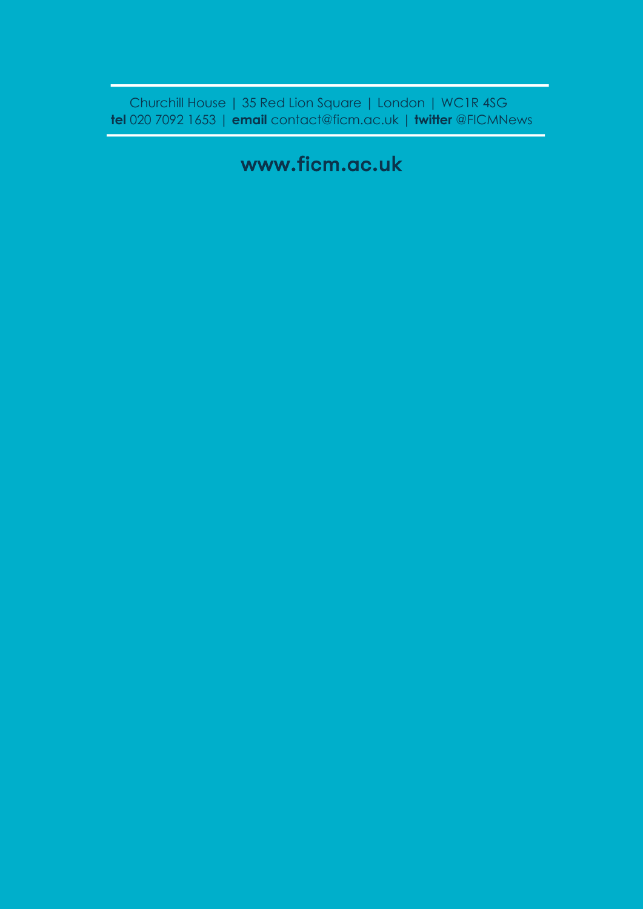Churchill House | 35 Red Lion Square | London | WC1R 4SG
**tel** 020 7092 1653 | **email** contact@ficm.ac.uk | **twitter** @FICMNews

**www.ficm.ac.uk**